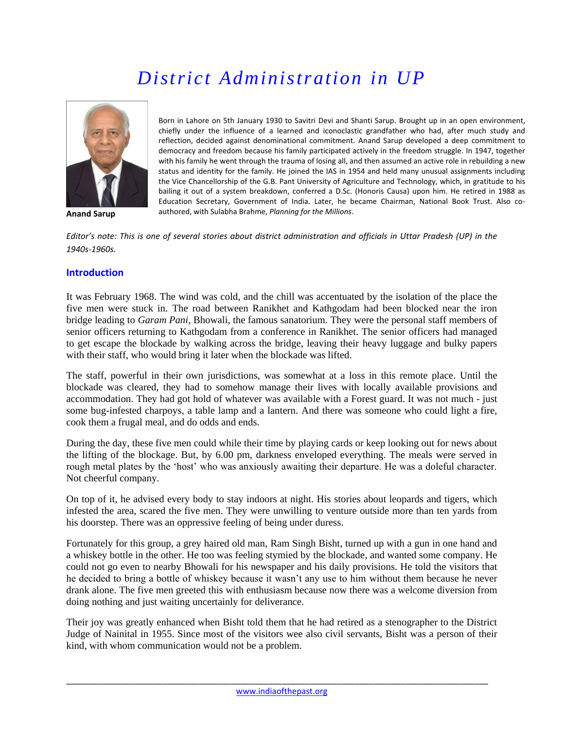# *District Administration in UP*

**Anand Sarup**

Born in Lahore on 5th January 1930 to Savitri Devi and Shanti Sarup. Brought up in an open environment, chiefly under the influence of a learned and iconoclastic grandfather who had, after much study and reflection, decided against denominational commitment. Anand Sarup developed a deep commitment to democracy and freedom because his family participated actively in the freedom struggle. In 1947, together with his family he went through the trauma of losing all, and then assumed an active role in rebuilding a new status and identity for the family. He joined the IAS in 1954 and held many unusual assignments including the Vice Chancellorship of the G.B. Pant University of Agriculture and Technology, which, in gratitude to his bailing it out of a system breakdown, conferred a D.Sc. (Honoris Causa) upon him. He retired in 1988 as Education Secretary, Government of India. Later, he became Chairman, National Book Trust. Also co-authored, with Sulabha Brahme, *Planning for the Millions*.

*Editor's note: This is one of several stories about district administration and officials in Uttar Pradesh (UP) in the 1940s-1960s.*

## Introduction

It was February 1968. The wind was cold, and the chill was accentuated by the isolation of the place the five men were stuck in. The road between Ranikhet and Kathgodam had been blocked near the iron bridge leading to *Garam Pani*, Bhowali, the famous sanatorium. They were the personal staff members of senior officers returning to Kathgodam from a conference in Ranikhet. The senior officers had managed to get escape the blockade by walking across the bridge, leaving their heavy luggage and bulky papers with their staff, who would bring it later when the blockade was lifted.

The staff, powerful in their own jurisdictions, was somewhat at a loss in this remote place. Until the blockade was cleared, they had to somehow manage their lives with locally available provisions and accommodation. They had got hold of whatever was available with a Forest guard. It was not much - just some bug-infested charpoys, a table lamp and a lantern. And there was someone who could light a fire, cook them a frugal meal, and do odds and ends.

During the day, these five men could while their time by playing cards or keep looking out for news about the lifting of the blockage. But, by 6.00 pm, darkness enveloped everything. The meals were served in rough metal plates by the 'host' who was anxiously awaiting their departure. He was a doleful character. Not cheerful company.

On top of it, he advised every body to stay indoors at night. His stories about leopards and tigers, which infested the area, scared the five men. They were unwilling to venture outside more than ten yards from his doorstep. There was an oppressive feeling of being under duress.

Fortunately for this group, a grey haired old man, Ram Singh Bisht, turned up with a gun in one hand and a whiskey bottle in the other. He too was feeling stymied by the blockade, and wanted some company. He could not go even to nearby Bhowali for his newspaper and his daily provisions. He told the visitors that he decided to bring a bottle of whiskey because it wasn't any use to him without them because he never drank alone. The five men greeted this with enthusiasm because now there was a welcome diversion from doing nothing and just waiting uncertainly for deliverance.

Their joy was greatly enhanced when Bisht told them that he had retired as a stenographer to the District Judge of Nainital in 1955. Since most of the visitors wee also civil servants, Bisht was a person of their kind, with whom communication would not be a problem.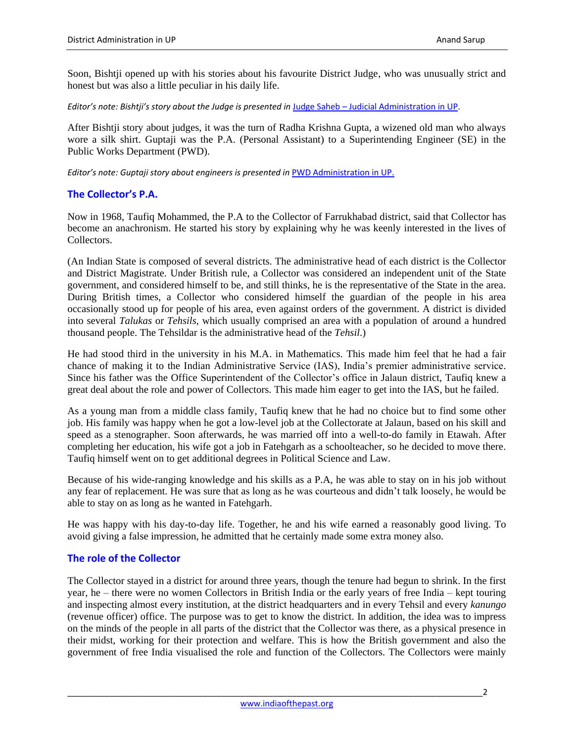Soon, Bishtji opened up with his stories about his favourite District Judge, who was unusually strict and honest but was also a little peculiar in his daily life.

*Editor's note: Bishtji's story about the Judge is presented in* [Judge Saheb – Judicial Administration in UP](#).

After Bishtji story about judges, it was the turn of Radha Krishna Gupta, a wizened old man who always wore a silk shirt. Guptaji was the P.A. (Personal Assistant) to a Superintending Engineer (SE) in the Public Works Department (PWD).

*Editor's note: Guptaji story about engineers is presented in* [PWD Administration in UP.](#)

## The Collector's P.A.

Now in 1968, Taufiq Mohammed, the P.A to the Collector of Farrukhabad district, said that Collector has become an anachronism. He started his story by explaining why he was keenly interested in the lives of Collectors.

(An Indian State is composed of several districts. The administrative head of each district is the Collector and District Magistrate. Under British rule, a Collector was considered an independent unit of the State government, and considered himself to be, and still thinks, he is the representative of the State in the area. During British times, a Collector who considered himself the guardian of the people in his area occasionally stood up for people of his area, even against orders of the government. A district is divided into several *Talukas* or *Tehsils*, which usually comprised an area with a population of around a hundred thousand people. The Tehsildar is the administrative head of the *Tehsil*.)

He had stood third in the university in his M.A. in Mathematics. This made him feel that he had a fair chance of making it to the Indian Administrative Service (IAS), India's premier administrative service. Since his father was the Office Superintendent of the Collector's office in Jalaun district, Taufiq knew a great deal about the role and power of Collectors. This made him eager to get into the IAS, but he failed.

As a young man from a middle class family, Taufiq knew that he had no choice but to find some other job. His family was happy when he got a low-level job at the Collectorate at Jalaun, based on his skill and speed as a stenographer. Soon afterwards, he was married off into a well-to-do family in Etawah. After completing her education, his wife got a job in Fatehgarh as a schoolteacher, so he decided to move there. Taufiq himself went on to get additional degrees in Political Science and Law.

Because of his wide-ranging knowledge and his skills as a P.A, he was able to stay on in his job without any fear of replacement. He was sure that as long as he was courteous and didn't talk loosely, he would be able to stay on as long as he wanted in Fatehgarh.

He was happy with his day-to-day life. Together, he and his wife earned a reasonably good living. To avoid giving a false impression, he admitted that he certainly made some extra money also.

## The role of the Collector

The Collector stayed in a district for around three years, though the tenure had begun to shrink. In the first year, he – there were no women Collectors in British India or the early years of free India – kept touring and inspecting almost every institution, at the district headquarters and in every Tehsil and every *kanungo* (revenue officer) office. The purpose was to get to know the district. In addition, the idea was to impress on the minds of the people in all parts of the district that the Collector was there, as a physical presence in their midst, working for their protection and welfare. This is how the British government and also the government of free India visualised the role and function of the Collectors. The Collectors were mainly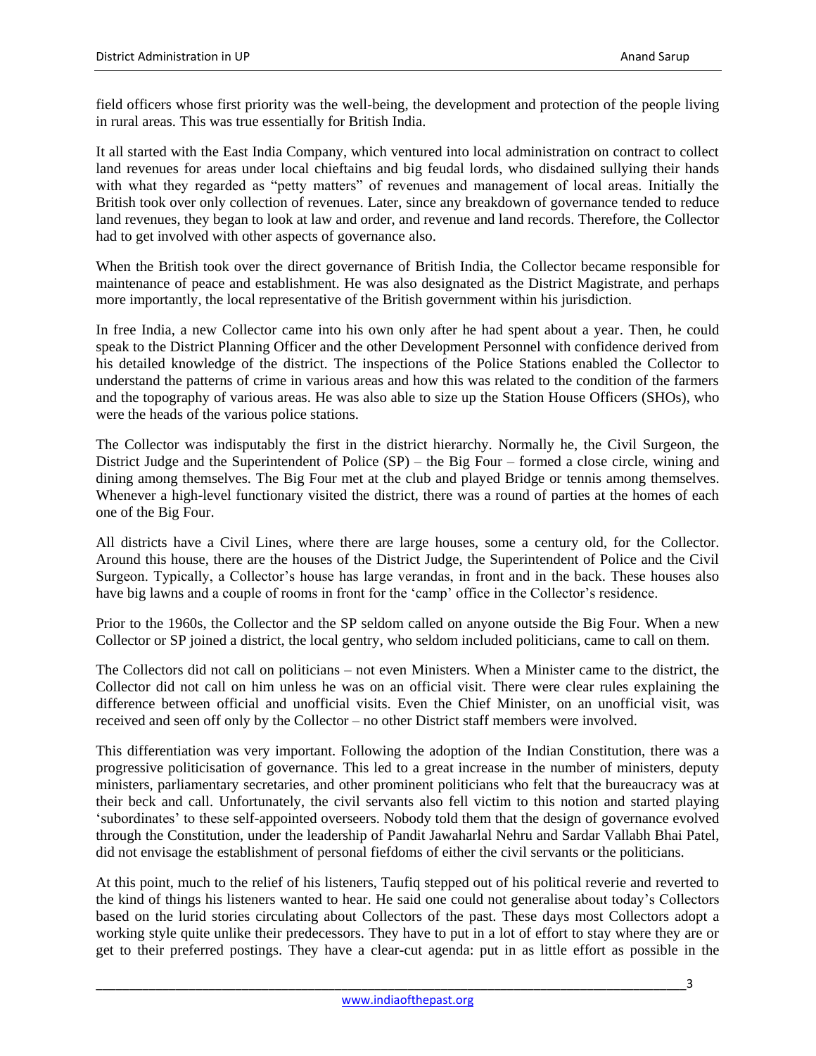field officers whose first priority was the well-being, the development and protection of the people living in rural areas. This was true essentially for British India.

It all started with the East India Company, which ventured into local administration on contract to collect land revenues for areas under local chieftains and big feudal lords, who disdained sullying their hands with what they regarded as "petty matters" of revenues and management of local areas. Initially the British took over only collection of revenues. Later, since any breakdown of governance tended to reduce land revenues, they began to look at law and order, and revenue and land records. Therefore, the Collector had to get involved with other aspects of governance also.

When the British took over the direct governance of British India, the Collector became responsible for maintenance of peace and establishment. He was also designated as the District Magistrate, and perhaps more importantly, the local representative of the British government within his jurisdiction.

In free India, a new Collector came into his own only after he had spent about a year. Then, he could speak to the District Planning Officer and the other Development Personnel with confidence derived from his detailed knowledge of the district. The inspections of the Police Stations enabled the Collector to understand the patterns of crime in various areas and how this was related to the condition of the farmers and the topography of various areas. He was also able to size up the Station House Officers (SHOs), who were the heads of the various police stations.

The Collector was indisputably the first in the district hierarchy. Normally he, the Civil Surgeon, the District Judge and the Superintendent of Police (SP) – the Big Four – formed a close circle, wining and dining among themselves. The Big Four met at the club and played Bridge or tennis among themselves. Whenever a high-level functionary visited the district, there was a round of parties at the homes of each one of the Big Four.

All districts have a Civil Lines, where there are large houses, some a century old, for the Collector. Around this house, there are the houses of the District Judge, the Superintendent of Police and the Civil Surgeon. Typically, a Collector's house has large verandas, in front and in the back. These houses also have big lawns and a couple of rooms in front for the 'camp' office in the Collector's residence.

Prior to the 1960s, the Collector and the SP seldom called on anyone outside the Big Four. When a new Collector or SP joined a district, the local gentry, who seldom included politicians, came to call on them.

The Collectors did not call on politicians – not even Ministers. When a Minister came to the district, the Collector did not call on him unless he was on an official visit. There were clear rules explaining the difference between official and unofficial visits. Even the Chief Minister, on an unofficial visit, was received and seen off only by the Collector – no other District staff members were involved.

This differentiation was very important. Following the adoption of the Indian Constitution, there was a progressive politicisation of governance. This led to a great increase in the number of ministers, deputy ministers, parliamentary secretaries, and other prominent politicians who felt that the bureaucracy was at their beck and call. Unfortunately, the civil servants also fell victim to this notion and started playing 'subordinates' to these self-appointed overseers. Nobody told them that the design of governance evolved through the Constitution, under the leadership of Pandit Jawaharlal Nehru and Sardar Vallabh Bhai Patel, did not envisage the establishment of personal fiefdoms of either the civil servants or the politicians.

At this point, much to the relief of his listeners, Taufiq stepped out of his political reverie and reverted to the kind of things his listeners wanted to hear. He said one could not generalise about today's Collectors based on the lurid stories circulating about Collectors of the past. These days most Collectors adopt a working style quite unlike their predecessors. They have to put in a lot of effort to stay where they are or get to their preferred postings. They have a clear-cut agenda: put in as little effort as possible in the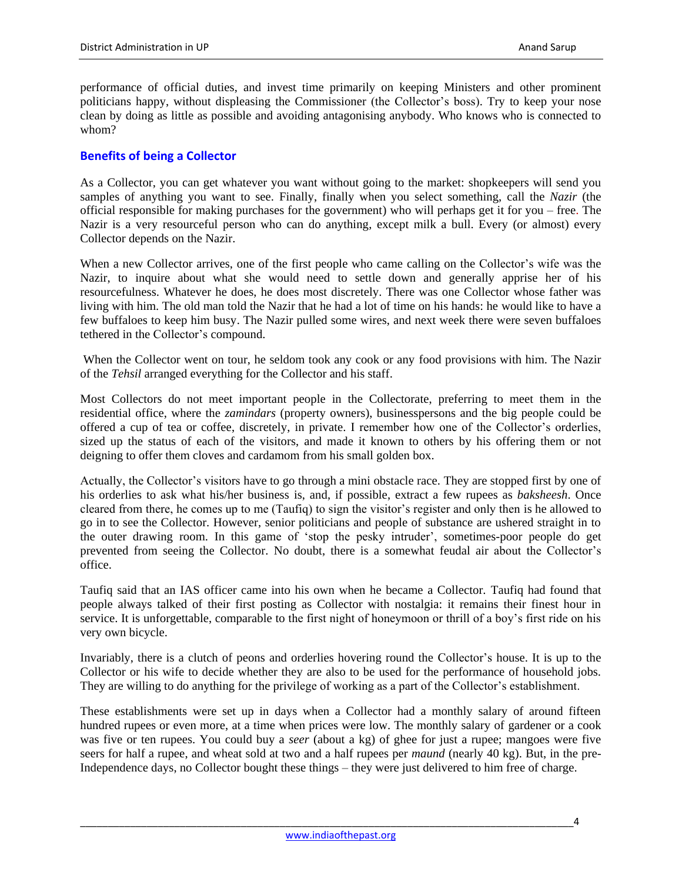performance of official duties, and invest time primarily on keeping Ministers and other prominent politicians happy, without displeasing the Commissioner (the Collector's boss). Try to keep your nose clean by doing as little as possible and avoiding antagonising anybody. Who knows who is connected to whom?

## Benefits of being a Collector

As a Collector, you can get whatever you want without going to the market: shopkeepers will send you samples of anything you want to see. Finally, finally when you select something, call the *Nazir* (the official responsible for making purchases for the government) who will perhaps get it for you – free. The Nazir is a very resourceful person who can do anything, except milk a bull. Every (or almost) every Collector depends on the Nazir.

When a new Collector arrives, one of the first people who came calling on the Collector's wife was the Nazir, to inquire about what she would need to settle down and generally apprise her of his resourcefulness. Whatever he does, he does most discretely. There was one Collector whose father was living with him. The old man told the Nazir that he had a lot of time on his hands: he would like to have a few buffaloes to keep him busy. The Nazir pulled some wires, and next week there were seven buffaloes tethered in the Collector's compound.

When the Collector went on tour, he seldom took any cook or any food provisions with him. The Nazir of the *Tehsil* arranged everything for the Collector and his staff.

Most Collectors do not meet important people in the Collectorate, preferring to meet them in the residential office, where the *zamindars* (property owners), businesspersons and the big people could be offered a cup of tea or coffee, discretely, in private. I remember how one of the Collector's orderlies, sized up the status of each of the visitors, and made it known to others by his offering them or not deigning to offer them cloves and cardamom from his small golden box.

Actually, the Collector's visitors have to go through a mini obstacle race. They are stopped first by one of his orderlies to ask what his/her business is, and, if possible, extract a few rupees as *baksheesh*. Once cleared from there, he comes up to me (Taufiq) to sign the visitor's register and only then is he allowed to go in to see the Collector. However, senior politicians and people of substance are ushered straight in to the outer drawing room. In this game of 'stop the pesky intruder', sometimes-poor people do get prevented from seeing the Collector. No doubt, there is a somewhat feudal air about the Collector's office.

Taufiq said that an IAS officer came into his own when he became a Collector. Taufiq had found that people always talked of their first posting as Collector with nostalgia: it remains their finest hour in service. It is unforgettable, comparable to the first night of honeymoon or thrill of a boy's first ride on his very own bicycle.

Invariably, there is a clutch of peons and orderlies hovering round the Collector's house. It is up to the Collector or his wife to decide whether they are also to be used for the performance of household jobs. They are willing to do anything for the privilege of working as a part of the Collector's establishment.

These establishments were set up in days when a Collector had a monthly salary of around fifteen hundred rupees or even more, at a time when prices were low. The monthly salary of gardener or a cook was five or ten rupees. You could buy a *seer* (about a kg) of ghee for just a rupee; mangoes were five seers for half a rupee, and wheat sold at two and a half rupees per *maund* (nearly 40 kg). But, in the pre-Independence days, no Collector bought these things – they were just delivered to him free of charge.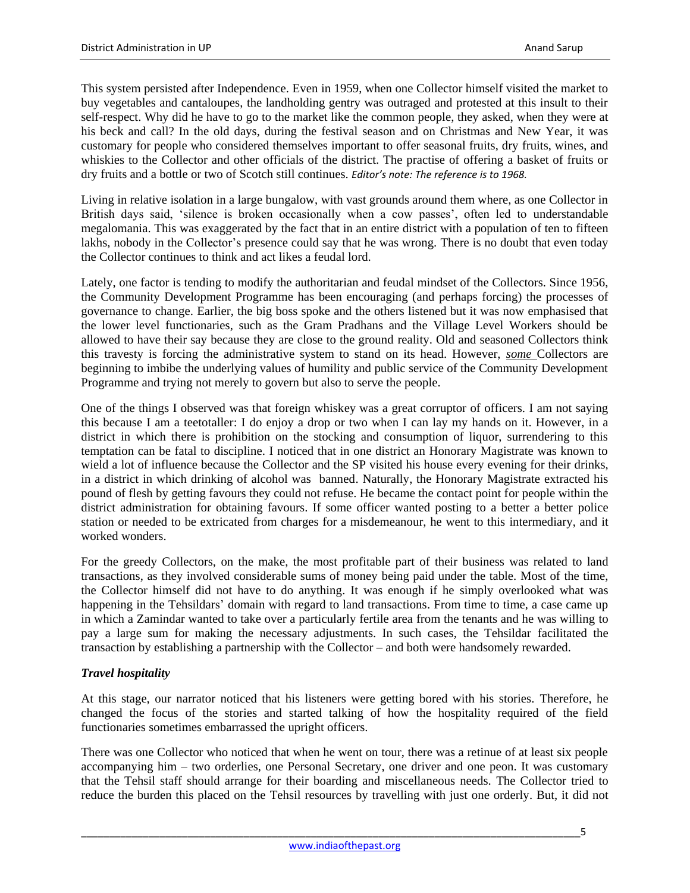This system persisted after Independence. Even in 1959, when one Collector himself visited the market to buy vegetables and cantaloupes, the landholding gentry was outraged and protested at this insult to their self-respect. Why did he have to go to the market like the common people, they asked, when they were at his beck and call? In the old days, during the festival season and on Christmas and New Year, it was customary for people who considered themselves important to offer seasonal fruits, dry fruits, wines, and whiskies to the Collector and other officials of the district. The practise of offering a basket of fruits or dry fruits and a bottle or two of Scotch still continues. *Editor's note: The reference is to 1968.*

Living in relative isolation in a large bungalow, with vast grounds around them where, as one Collector in British days said, 'silence is broken occasionally when a cow passes', often led to understandable megalomania. This was exaggerated by the fact that in an entire district with a population of ten to fifteen lakhs, nobody in the Collector's presence could say that he was wrong. There is no doubt that even today the Collector continues to think and act likes a feudal lord.

Lately, one factor is tending to modify the authoritarian and feudal mindset of the Collectors. Since 1956, the Community Development Programme has been encouraging (and perhaps forcing) the processes of governance to change. Earlier, the big boss spoke and the others listened but it was now emphasised that the lower level functionaries, such as the Gram Pradhans and the Village Level Workers should be allowed to have their say because they are close to the ground reality. Old and seasoned Collectors think this travesty is forcing the administrative system to stand on its head. However, ***some*** Collectors are beginning to imbibe the underlying values of humility and public service of the Community Development Programme and trying not merely to govern but also to serve the people.

One of the things I observed was that foreign whiskey was a great corruptor of officers. I am not saying this because I am a teetotaller: I do enjoy a drop or two when I can lay my hands on it. However, in a district in which there is prohibition on the stocking and consumption of liquor, surrendering to this temptation can be fatal to discipline. I noticed that in one district an Honorary Magistrate was known to wield a lot of influence because the Collector and the SP visited his house every evening for their drinks, in a district in which drinking of alcohol was banned. Naturally, the Honorary Magistrate extracted his pound of flesh by getting favours they could not refuse. He became the contact point for people within the district administration for obtaining favours. If some officer wanted posting to a better a better police station or needed to be extricated from charges for a misdemeanour, he went to this intermediary, and it worked wonders.

For the greedy Collectors, on the make, the most profitable part of their business was related to land transactions, as they involved considerable sums of money being paid under the table. Most of the time, the Collector himself did not have to do anything. It was enough if he simply overlooked what was happening in the Tehsildars' domain with regard to land transactions. From time to time, a case came up in which a Zamindar wanted to take over a particularly fertile area from the tenants and he was willing to pay a large sum for making the necessary adjustments. In such cases, the Tehsildar facilitated the transaction by establishing a partnership with the Collector – and both were handsomely rewarded.

### *Travel hospitality*

At this stage, our narrator noticed that his listeners were getting bored with his stories. Therefore, he changed the focus of the stories and started talking of how the hospitality required of the field functionaries sometimes embarrassed the upright officers.

There was one Collector who noticed that when he went on tour, there was a retinue of at least six people accompanying him – two orderlies, one Personal Secretary, one driver and one peon. It was customary that the Tehsil staff should arrange for their boarding and miscellaneous needs. The Collector tried to reduce the burden this placed on the Tehsil resources by travelling with just one orderly. But, it did not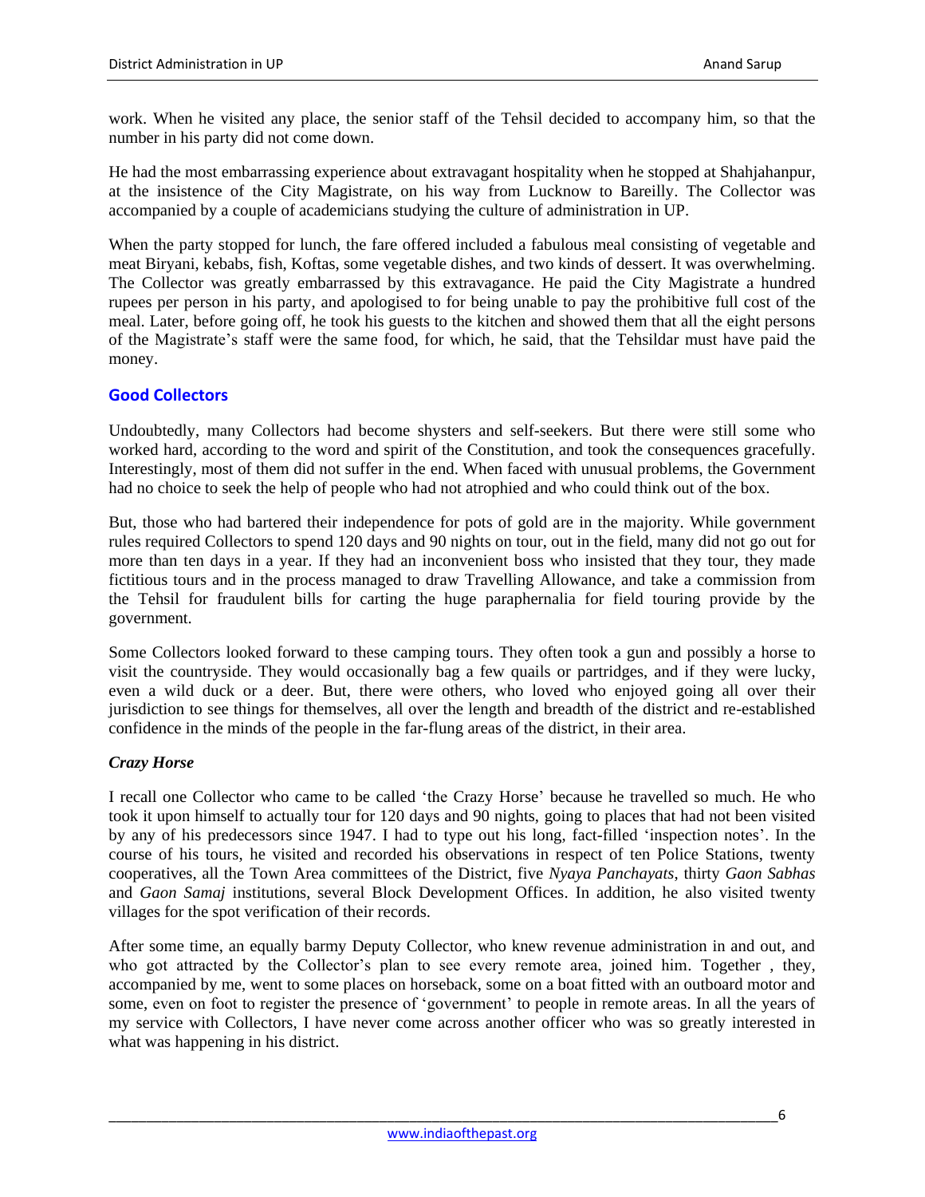work. When he visited any place, the senior staff of the Tehsil decided to accompany him, so that the number in his party did not come down.

He had the most embarrassing experience about extravagant hospitality when he stopped at Shahjahanpur, at the insistence of the City Magistrate, on his way from Lucknow to Bareilly. The Collector was accompanied by a couple of academicians studying the culture of administration in UP.

When the party stopped for lunch, the fare offered included a fabulous meal consisting of vegetable and meat Biryani, kebabs, fish, Koftas, some vegetable dishes, and two kinds of dessert. It was overwhelming. The Collector was greatly embarrassed by this extravagance. He paid the City Magistrate a hundred rupees per person in his party, and apologised to for being unable to pay the prohibitive full cost of the meal. Later, before going off, he took his guests to the kitchen and showed them that all the eight persons of the Magistrate's staff were the same food, for which, he said, that the Tehsildar must have paid the money.

## Good Collectors

Undoubtedly, many Collectors had become shysters and self-seekers. But there were still some who worked hard, according to the word and spirit of the Constitution, and took the consequences gracefully. Interestingly, most of them did not suffer in the end. When faced with unusual problems, the Government had no choice to seek the help of people who had not atrophied and who could think out of the box.

But, those who had bartered their independence for pots of gold are in the majority. While government rules required Collectors to spend 120 days and 90 nights on tour, out in the field, many did not go out for more than ten days in a year. If they had an inconvenient boss who insisted that they tour, they made fictitious tours and in the process managed to draw Travelling Allowance, and take a commission from the Tehsil for fraudulent bills for carting the huge paraphernalia for field touring provide by the government.

Some Collectors looked forward to these camping tours. They often took a gun and possibly a horse to visit the countryside. They would occasionally bag a few quails or partridges, and if they were lucky, even a wild duck or a deer. But, there were others, who loved who enjoyed going all over their jurisdiction to see things for themselves, all over the length and breadth of the district and re-established confidence in the minds of the people in the far-flung areas of the district, in their area.

### *Crazy Horse*

I recall one Collector who came to be called 'the Crazy Horse' because he travelled so much. He who took it upon himself to actually tour for 120 days and 90 nights, going to places that had not been visited by any of his predecessors since 1947. I had to type out his long, fact-filled 'inspection notes'. In the course of his tours, he visited and recorded his observations in respect of ten Police Stations, twenty cooperatives, all the Town Area committees of the District, five *Nyaya Panchayats*, thirty *Gaon Sabhas* and *Gaon Samaj* institutions, several Block Development Offices. In addition, he also visited twenty villages for the spot verification of their records.

After some time, an equally barmy Deputy Collector, who knew revenue administration in and out, and who got attracted by the Collector's plan to see every remote area, joined him. Together , they, accompanied by me, went to some places on horseback, some on a boat fitted with an outboard motor and some, even on foot to register the presence of 'government' to people in remote areas. In all the years of my service with Collectors, I have never come across another officer who was so greatly interested in what was happening in his district.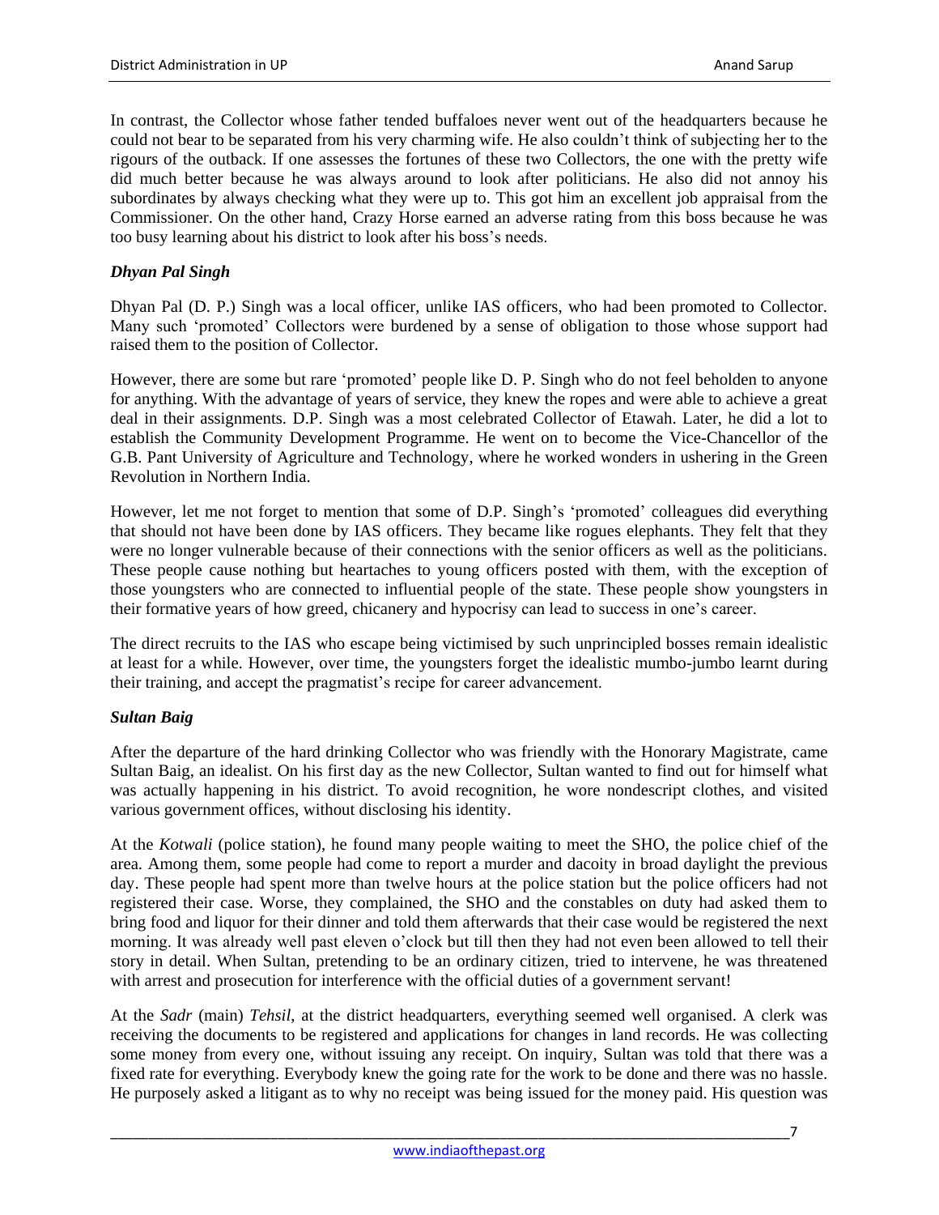In contrast, the Collector whose father tended buffaloes never went out of the headquarters because he could not bear to be separated from his very charming wife. He also couldn't think of subjecting her to the rigours of the outback. If one assesses the fortunes of these two Collectors, the one with the pretty wife did much better because he was always around to look after politicians. He also did not annoy his subordinates by always checking what they were up to. This got him an excellent job appraisal from the Commissioner. On the other hand, Crazy Horse earned an adverse rating from this boss because he was too busy learning about his district to look after his boss's needs.

### *Dhyan Pal Singh*

Dhyan Pal (D. P.) Singh was a local officer, unlike IAS officers, who had been promoted to Collector. Many such 'promoted' Collectors were burdened by a sense of obligation to those whose support had raised them to the position of Collector.

However, there are some but rare 'promoted' people like D. P. Singh who do not feel beholden to anyone for anything. With the advantage of years of service, they knew the ropes and were able to achieve a great deal in their assignments. D.P. Singh was a most celebrated Collector of Etawah. Later, he did a lot to establish the Community Development Programme. He went on to become the Vice-Chancellor of the G.B. Pant University of Agriculture and Technology, where he worked wonders in ushering in the Green Revolution in Northern India.

However, let me not forget to mention that some of D.P. Singh's 'promoted' colleagues did everything that should not have been done by IAS officers. They became like rogues elephants. They felt that they were no longer vulnerable because of their connections with the senior officers as well as the politicians. These people cause nothing but heartaches to young officers posted with them, with the exception of those youngsters who are connected to influential people of the state. These people show youngsters in their formative years of how greed, chicanery and hypocrisy can lead to success in one's career.

The direct recruits to the IAS who escape being victimised by such unprincipled bosses remain idealistic at least for a while. However, over time, the youngsters forget the idealistic mumbo-jumbo learnt during their training, and accept the pragmatist's recipe for career advancement.

### *Sultan Baig*

After the departure of the hard drinking Collector who was friendly with the Honorary Magistrate, came Sultan Baig, an idealist. On his first day as the new Collector, Sultan wanted to find out for himself what was actually happening in his district. To avoid recognition, he wore nondescript clothes, and visited various government offices, without disclosing his identity.

At the *Kotwali* (police station), he found many people waiting to meet the SHO, the police chief of the area. Among them, some people had come to report a murder and dacoity in broad daylight the previous day. These people had spent more than twelve hours at the police station but the police officers had not registered their case. Worse, they complained, the SHO and the constables on duty had asked them to bring food and liquor for their dinner and told them afterwards that their case would be registered the next morning. It was already well past eleven o'clock but till then they had not even been allowed to tell their story in detail. When Sultan, pretending to be an ordinary citizen, tried to intervene, he was threatened with arrest and prosecution for interference with the official duties of a government servant!

At the *Sadr* (main) *Tehsil*, at the district headquarters, everything seemed well organised. A clerk was receiving the documents to be registered and applications for changes in land records. He was collecting some money from every one, without issuing any receipt. On inquiry, Sultan was told that there was a fixed rate for everything. Everybody knew the going rate for the work to be done and there was no hassle. He purposely asked a litigant as to why no receipt was being issued for the money paid. His question was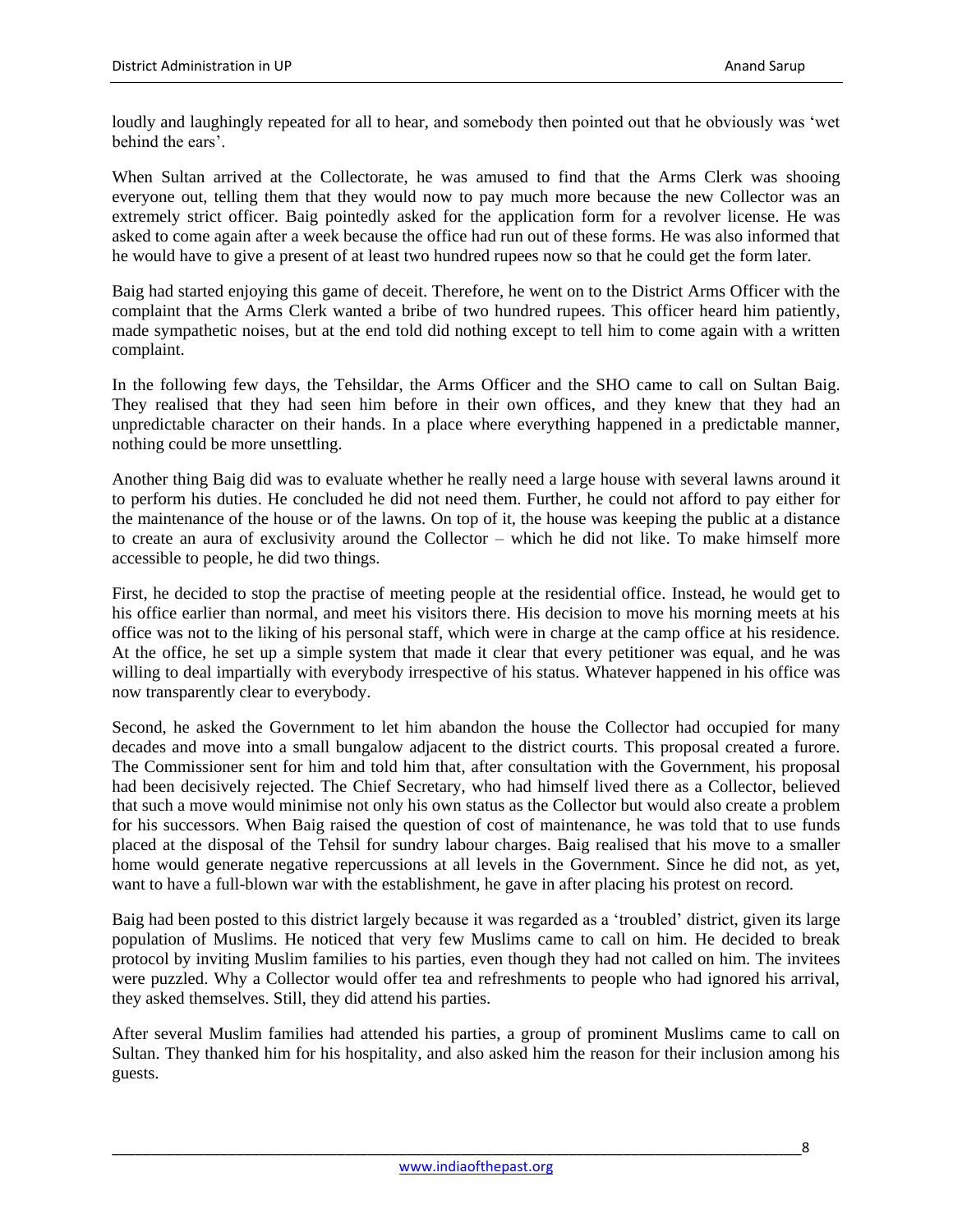loudly and laughingly repeated for all to hear, and somebody then pointed out that he obviously was 'wet behind the ears'.

When Sultan arrived at the Collectorate, he was amused to find that the Arms Clerk was shooing everyone out, telling them that they would now to pay much more because the new Collector was an extremely strict officer. Baig pointedly asked for the application form for a revolver license. He was asked to come again after a week because the office had run out of these forms. He was also informed that he would have to give a present of at least two hundred rupees now so that he could get the form later.

Baig had started enjoying this game of deceit. Therefore, he went on to the District Arms Officer with the complaint that the Arms Clerk wanted a bribe of two hundred rupees. This officer heard him patiently, made sympathetic noises, but at the end told did nothing except to tell him to come again with a written complaint.

In the following few days, the Tehsildar, the Arms Officer and the SHO came to call on Sultan Baig. They realised that they had seen him before in their own offices, and they knew that they had an unpredictable character on their hands. In a place where everything happened in a predictable manner, nothing could be more unsettling.

Another thing Baig did was to evaluate whether he really need a large house with several lawns around it to perform his duties. He concluded he did not need them. Further, he could not afford to pay either for the maintenance of the house or of the lawns. On top of it, the house was keeping the public at a distance to create an aura of exclusivity around the Collector – which he did not like. To make himself more accessible to people, he did two things.

First, he decided to stop the practise of meeting people at the residential office. Instead, he would get to his office earlier than normal, and meet his visitors there. His decision to move his morning meets at his office was not to the liking of his personal staff, which were in charge at the camp office at his residence. At the office, he set up a simple system that made it clear that every petitioner was equal, and he was willing to deal impartially with everybody irrespective of his status. Whatever happened in his office was now transparently clear to everybody.

Second, he asked the Government to let him abandon the house the Collector had occupied for many decades and move into a small bungalow adjacent to the district courts. This proposal created a furore. The Commissioner sent for him and told him that, after consultation with the Government, his proposal had been decisively rejected. The Chief Secretary, who had himself lived there as a Collector, believed that such a move would minimise not only his own status as the Collector but would also create a problem for his successors. When Baig raised the question of cost of maintenance, he was told that to use funds placed at the disposal of the Tehsil for sundry labour charges. Baig realised that his move to a smaller home would generate negative repercussions at all levels in the Government. Since he did not, as yet, want to have a full-blown war with the establishment, he gave in after placing his protest on record.

Baig had been posted to this district largely because it was regarded as a 'troubled' district, given its large population of Muslims. He noticed that very few Muslims came to call on him. He decided to break protocol by inviting Muslim families to his parties, even though they had not called on him. The invitees were puzzled. Why a Collector would offer tea and refreshments to people who had ignored his arrival, they asked themselves. Still, they did attend his parties.

After several Muslim families had attended his parties, a group of prominent Muslims came to call on Sultan. They thanked him for his hospitality, and also asked him the reason for their inclusion among his guests.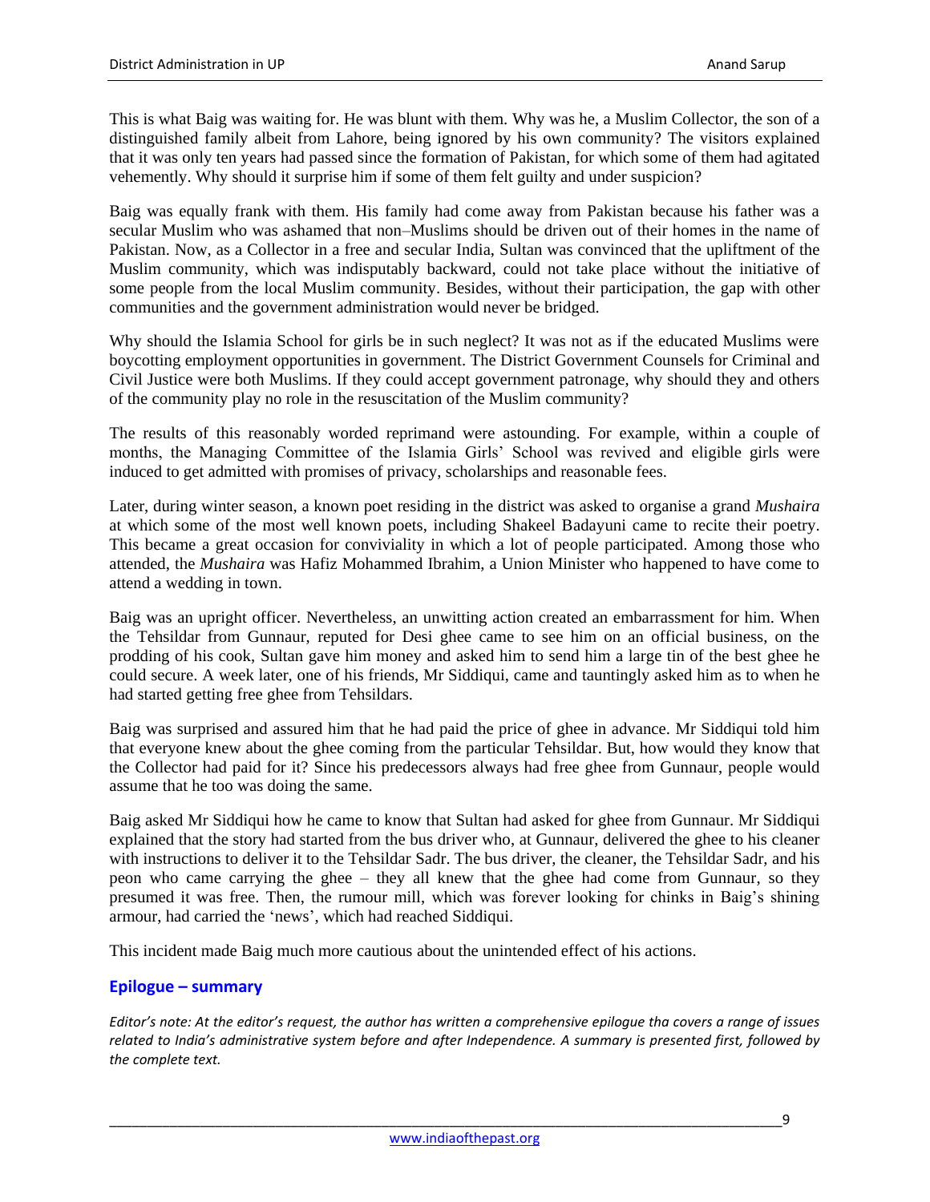This is what Baig was waiting for. He was blunt with them. Why was he, a Muslim Collector, the son of a distinguished family albeit from Lahore, being ignored by his own community? The visitors explained that it was only ten years had passed since the formation of Pakistan, for which some of them had agitated vehemently. Why should it surprise him if some of them felt guilty and under suspicion?

Baig was equally frank with them. His family had come away from Pakistan because his father was a secular Muslim who was ashamed that non–Muslims should be driven out of their homes in the name of Pakistan. Now, as a Collector in a free and secular India, Sultan was convinced that the upliftment of the Muslim community, which was indisputably backward, could not take place without the initiative of some people from the local Muslim community. Besides, without their participation, the gap with other communities and the government administration would never be bridged.

Why should the Islamia School for girls be in such neglect? It was not as if the educated Muslims were boycotting employment opportunities in government. The District Government Counsels for Criminal and Civil Justice were both Muslims. If they could accept government patronage, why should they and others of the community play no role in the resuscitation of the Muslim community?

The results of this reasonably worded reprimand were astounding. For example, within a couple of months, the Managing Committee of the Islamia Girls' School was revived and eligible girls were induced to get admitted with promises of privacy, scholarships and reasonable fees.

Later, during winter season, a known poet residing in the district was asked to organise a grand *Mushaira* at which some of the most well known poets, including Shakeel Badayuni came to recite their poetry. This became a great occasion for conviviality in which a lot of people participated. Among those who attended, the *Mushaira* was Hafiz Mohammed Ibrahim, a Union Minister who happened to have come to attend a wedding in town.

Baig was an upright officer. Nevertheless, an unwitting action created an embarrassment for him. When the Tehsildar from Gunnaur, reputed for Desi ghee came to see him on an official business, on the prodding of his cook, Sultan gave him money and asked him to send him a large tin of the best ghee he could secure. A week later, one of his friends, Mr Siddiqui, came and tauntingly asked him as to when he had started getting free ghee from Tehsildars.

Baig was surprised and assured him that he had paid the price of ghee in advance. Mr Siddiqui told him that everyone knew about the ghee coming from the particular Tehsildar. But, how would they know that the Collector had paid for it? Since his predecessors always had free ghee from Gunnaur, people would assume that he too was doing the same.

Baig asked Mr Siddiqui how he came to know that Sultan had asked for ghee from Gunnaur. Mr Siddiqui explained that the story had started from the bus driver who, at Gunnaur, delivered the ghee to his cleaner with instructions to deliver it to the Tehsildar Sadr. The bus driver, the cleaner, the Tehsildar Sadr, and his peon who came carrying the ghee – they all knew that the ghee had come from Gunnaur, so they presumed it was free. Then, the rumour mill, which was forever looking for chinks in Baig's shining armour, had carried the 'news', which had reached Siddiqui.

This incident made Baig much more cautious about the unintended effect of his actions.

## Epilogue – summary

*Editor's note: At the editor's request, the author has written a comprehensive epilogue tha covers a range of issues related to India's administrative system before and after Independence. A summary is presented first, followed by the complete text.*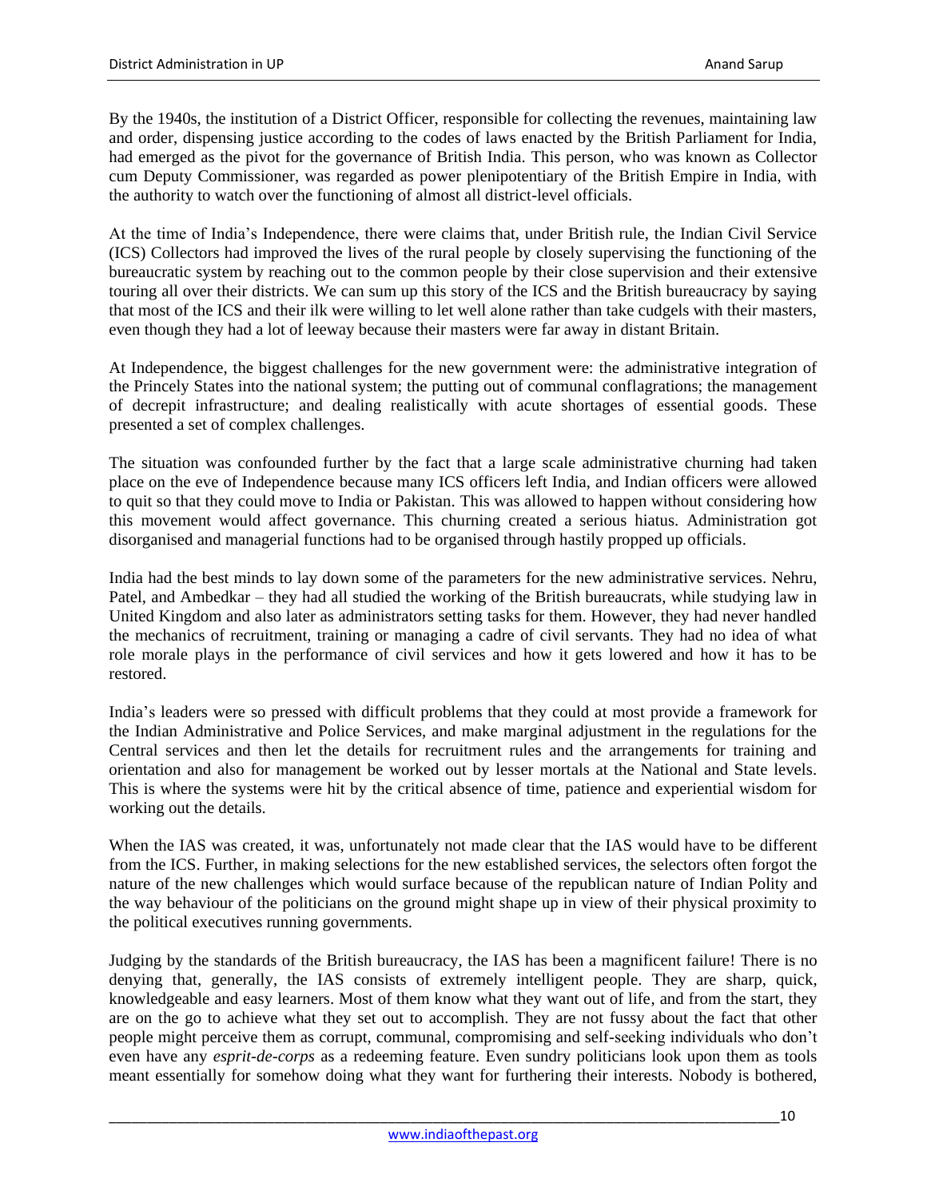By the 1940s, the institution of a District Officer, responsible for collecting the revenues, maintaining law and order, dispensing justice according to the codes of laws enacted by the British Parliament for India, had emerged as the pivot for the governance of British India. This person, who was known as Collector cum Deputy Commissioner, was regarded as power plenipotentiary of the British Empire in India, with the authority to watch over the functioning of almost all district-level officials.

At the time of India's Independence, there were claims that, under British rule, the Indian Civil Service (ICS) Collectors had improved the lives of the rural people by closely supervising the functioning of the bureaucratic system by reaching out to the common people by their close supervision and their extensive touring all over their districts. We can sum up this story of the ICS and the British bureaucracy by saying that most of the ICS and their ilk were willing to let well alone rather than take cudgels with their masters, even though they had a lot of leeway because their masters were far away in distant Britain.

At Independence, the biggest challenges for the new government were: the administrative integration of the Princely States into the national system; the putting out of communal conflagrations; the management of decrepit infrastructure; and dealing realistically with acute shortages of essential goods. These presented a set of complex challenges.

The situation was confounded further by the fact that a large scale administrative churning had taken place on the eve of Independence because many ICS officers left India, and Indian officers were allowed to quit so that they could move to India or Pakistan. This was allowed to happen without considering how this movement would affect governance. This churning created a serious hiatus. Administration got disorganised and managerial functions had to be organised through hastily propped up officials.

India had the best minds to lay down some of the parameters for the new administrative services. Nehru, Patel, and Ambedkar – they had all studied the working of the British bureaucrats, while studying law in United Kingdom and also later as administrators setting tasks for them. However, they had never handled the mechanics of recruitment, training or managing a cadre of civil servants. They had no idea of what role morale plays in the performance of civil services and how it gets lowered and how it has to be restored.

India's leaders were so pressed with difficult problems that they could at most provide a framework for the Indian Administrative and Police Services, and make marginal adjustment in the regulations for the Central services and then let the details for recruitment rules and the arrangements for training and orientation and also for management be worked out by lesser mortals at the National and State levels. This is where the systems were hit by the critical absence of time, patience and experiential wisdom for working out the details.

When the IAS was created, it was, unfortunately not made clear that the IAS would have to be different from the ICS. Further, in making selections for the new established services, the selectors often forgot the nature of the new challenges which would surface because of the republican nature of Indian Polity and the way behaviour of the politicians on the ground might shape up in view of their physical proximity to the political executives running governments.

Judging by the standards of the British bureaucracy, the IAS has been a magnificent failure! There is no denying that, generally, the IAS consists of extremely intelligent people. They are sharp, quick, knowledgeable and easy learners. Most of them know what they want out of life, and from the start, they are on the go to achieve what they set out to accomplish. They are not fussy about the fact that other people might perceive them as corrupt, communal, compromising and self-seeking individuals who don't even have any *esprit-de-corps* as a redeeming feature. Even sundry politicians look upon them as tools meant essentially for somehow doing what they want for furthering their interests. Nobody is bothered,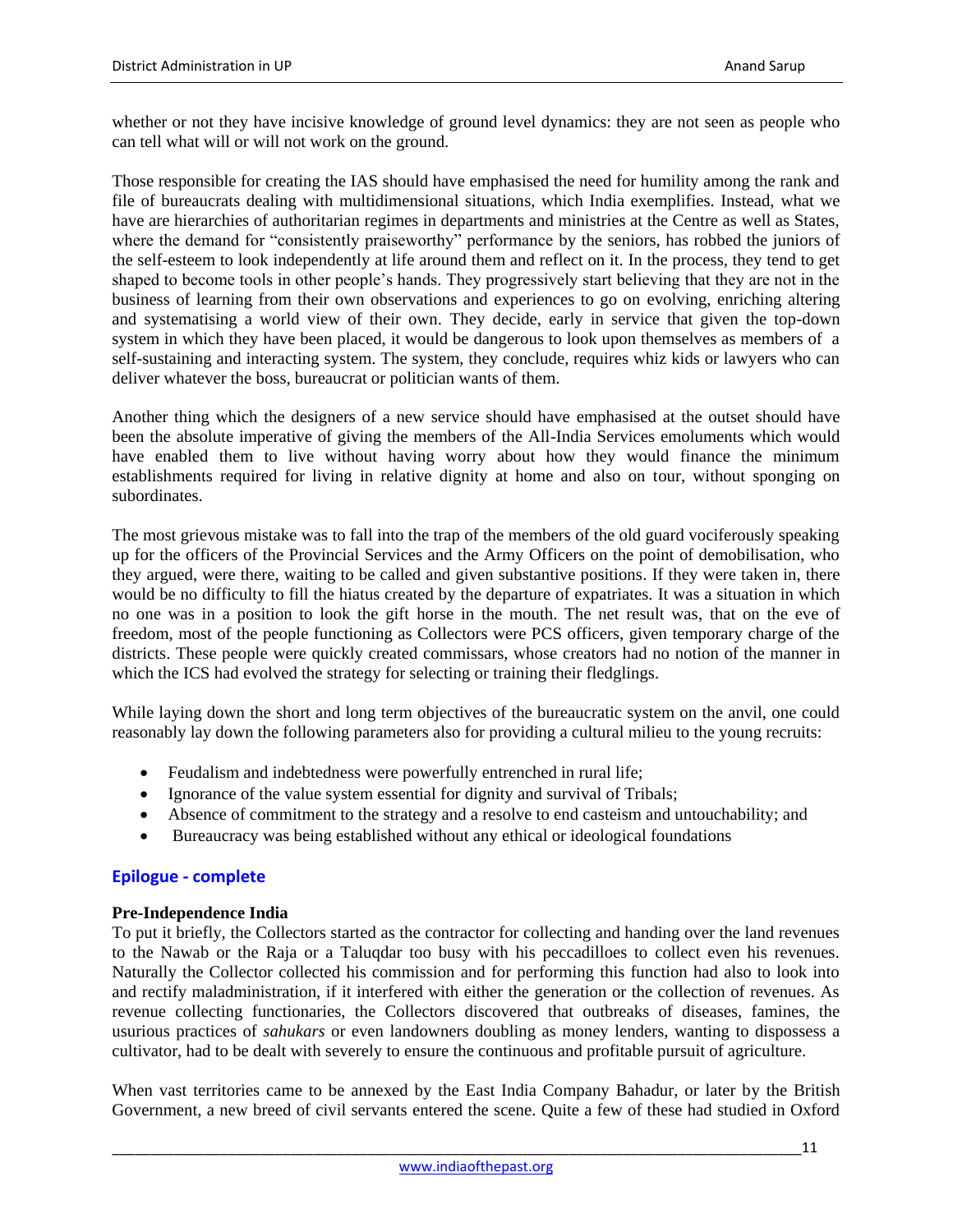whether or not they have incisive knowledge of ground level dynamics: they are not seen as people who can tell what will or will not work on the ground.

Those responsible for creating the IAS should have emphasised the need for humility among the rank and file of bureaucrats dealing with multidimensional situations, which India exemplifies. Instead, what we have are hierarchies of authoritarian regimes in departments and ministries at the Centre as well as States, where the demand for "consistently praiseworthy" performance by the seniors, has robbed the juniors of the self-esteem to look independently at life around them and reflect on it. In the process, they tend to get shaped to become tools in other people's hands. They progressively start believing that they are not in the business of learning from their own observations and experiences to go on evolving, enriching altering and systematising a world view of their own. They decide, early in service that given the top-down system in which they have been placed, it would be dangerous to look upon themselves as members of a self-sustaining and interacting system. The system, they conclude, requires whiz kids or lawyers who can deliver whatever the boss, bureaucrat or politician wants of them.

Another thing which the designers of a new service should have emphasised at the outset should have been the absolute imperative of giving the members of the All-India Services emoluments which would have enabled them to live without having worry about how they would finance the minimum establishments required for living in relative dignity at home and also on tour, without sponging on subordinates.

The most grievous mistake was to fall into the trap of the members of the old guard vociferously speaking up for the officers of the Provincial Services and the Army Officers on the point of demobilisation, who they argued, were there, waiting to be called and given substantive positions. If they were taken in, there would be no difficulty to fill the hiatus created by the departure of expatriates. It was a situation in which no one was in a position to look the gift horse in the mouth. The net result was, that on the eve of freedom, most of the people functioning as Collectors were PCS officers, given temporary charge of the districts. These people were quickly created commissars, whose creators had no notion of the manner in which the ICS had evolved the strategy for selecting or training their fledglings.

While laying down the short and long term objectives of the bureaucratic system on the anvil, one could reasonably lay down the following parameters also for providing a cultural milieu to the young recruits:

- Feudalism and indebtedness were powerfully entrenched in rural life;
- Ignorance of the value system essential for dignity and survival of Tribals;
- Absence of commitment to the strategy and a resolve to end casteism and untouchability; and
- Bureaucracy was being established without any ethical or ideological foundations

## Epilogue - complete

**Pre-Independence India**

To put it briefly, the Collectors started as the contractor for collecting and handing over the land revenues to the Nawab or the Raja or a Taluqdar too busy with his peccadilloes to collect even his revenues. Naturally the Collector collected his commission and for performing this function had also to look into and rectify maladministration, if it interfered with either the generation or the collection of revenues. As revenue collecting functionaries, the Collectors discovered that outbreaks of diseases, famines, the usurious practices of *sahukars* or even landowners doubling as money lenders, wanting to dispossess a cultivator, had to be dealt with severely to ensure the continuous and profitable pursuit of agriculture.

When vast territories came to be annexed by the East India Company Bahadur, or later by the British Government, a new breed of civil servants entered the scene. Quite a few of these had studied in Oxford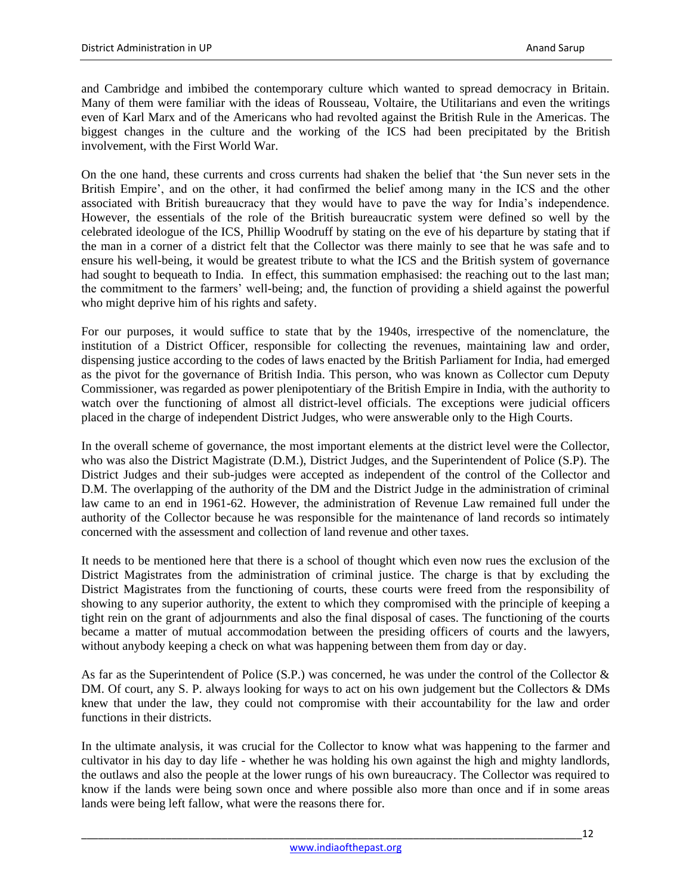and Cambridge and imbibed the contemporary culture which wanted to spread democracy in Britain. Many of them were familiar with the ideas of Rousseau, Voltaire, the Utilitarians and even the writings even of Karl Marx and of the Americans who had revolted against the British Rule in the Americas. The biggest changes in the culture and the working of the ICS had been precipitated by the British involvement, with the First World War.

On the one hand, these currents and cross currents had shaken the belief that 'the Sun never sets in the British Empire', and on the other, it had confirmed the belief among many in the ICS and the other associated with British bureaucracy that they would have to pave the way for India's independence. However, the essentials of the role of the British bureaucratic system were defined so well by the celebrated ideologue of the ICS, Phillip Woodruff by stating on the eve of his departure by stating that if the man in a corner of a district felt that the Collector was there mainly to see that he was safe and to ensure his well-being, it would be greatest tribute to what the ICS and the British system of governance had sought to bequeath to India. In effect, this summation emphasised: the reaching out to the last man; the commitment to the farmers' well-being; and, the function of providing a shield against the powerful who might deprive him of his rights and safety.

For our purposes, it would suffice to state that by the 1940s, irrespective of the nomenclature, the institution of a District Officer, responsible for collecting the revenues, maintaining law and order, dispensing justice according to the codes of laws enacted by the British Parliament for India, had emerged as the pivot for the governance of British India. This person, who was known as Collector cum Deputy Commissioner, was regarded as power plenipotentiary of the British Empire in India, with the authority to watch over the functioning of almost all district-level officials. The exceptions were judicial officers placed in the charge of independent District Judges, who were answerable only to the High Courts.

In the overall scheme of governance, the most important elements at the district level were the Collector, who was also the District Magistrate (D.M.), District Judges, and the Superintendent of Police (S.P). The District Judges and their sub-judges were accepted as independent of the control of the Collector and D.M. The overlapping of the authority of the DM and the District Judge in the administration of criminal law came to an end in 1961-62. However, the administration of Revenue Law remained full under the authority of the Collector because he was responsible for the maintenance of land records so intimately concerned with the assessment and collection of land revenue and other taxes.

It needs to be mentioned here that there is a school of thought which even now rues the exclusion of the District Magistrates from the administration of criminal justice. The charge is that by excluding the District Magistrates from the functioning of courts, these courts were freed from the responsibility of showing to any superior authority, the extent to which they compromised with the principle of keeping a tight rein on the grant of adjournments and also the final disposal of cases. The functioning of the courts became a matter of mutual accommodation between the presiding officers of courts and the lawyers, without anybody keeping a check on what was happening between them from day or day.

As far as the Superintendent of Police (S.P.) was concerned, he was under the control of the Collector & DM. Of court, any S. P. always looking for ways to act on his own judgement but the Collectors & DMs knew that under the law, they could not compromise with their accountability for the law and order functions in their districts.

In the ultimate analysis, it was crucial for the Collector to know what was happening to the farmer and cultivator in his day to day life - whether he was holding his own against the high and mighty landlords, the outlaws and also the people at the lower rungs of his own bureaucracy. The Collector was required to know if the lands were being sown once and where possible also more than once and if in some areas lands were being left fallow, what were the reasons there for.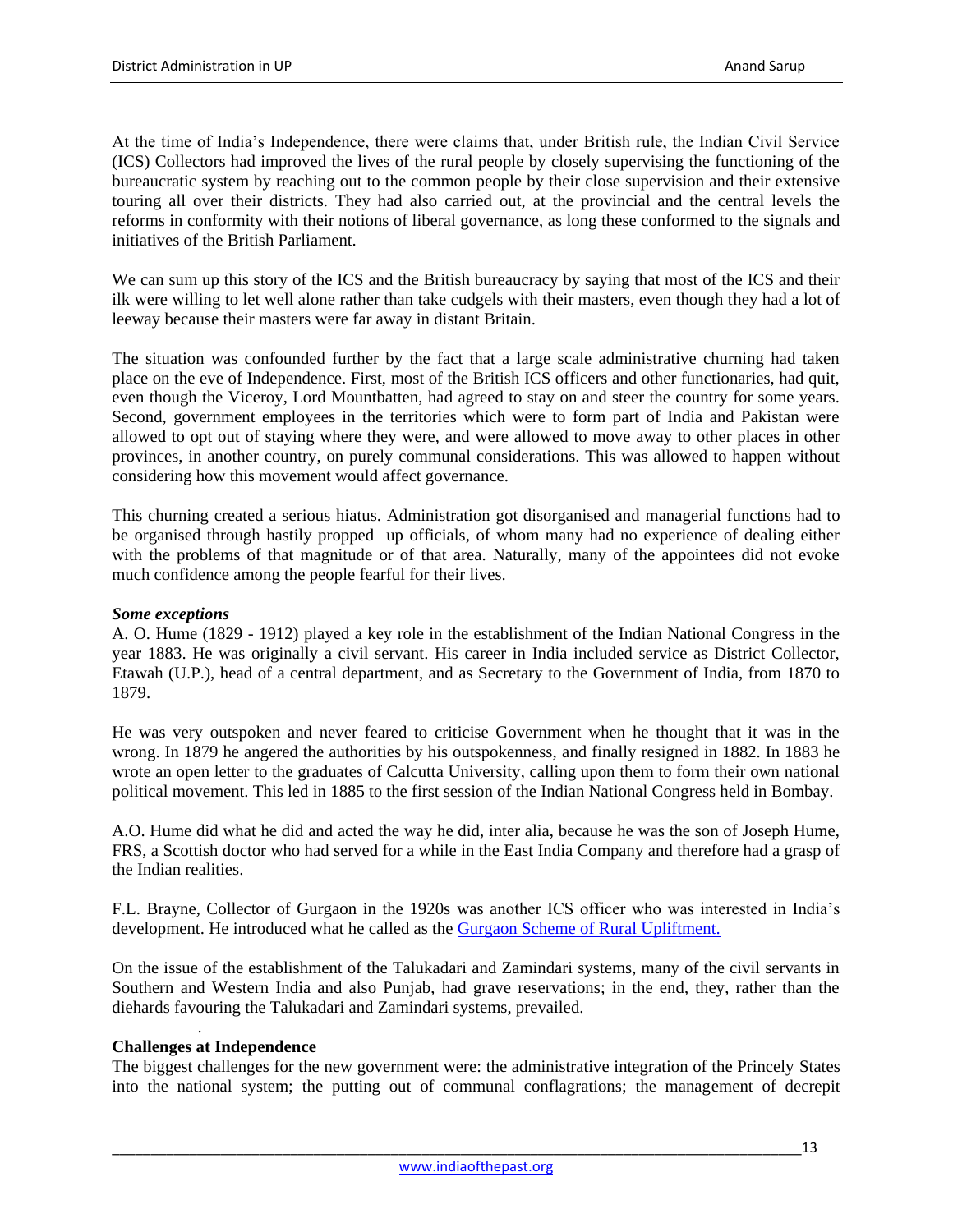At the time of India's Independence, there were claims that, under British rule, the Indian Civil Service (ICS) Collectors had improved the lives of the rural people by closely supervising the functioning of the bureaucratic system by reaching out to the common people by their close supervision and their extensive touring all over their districts. They had also carried out, at the provincial and the central levels the reforms in conformity with their notions of liberal governance, as long these conformed to the signals and initiatives of the British Parliament.

We can sum up this story of the ICS and the British bureaucracy by saying that most of the ICS and their ilk were willing to let well alone rather than take cudgels with their masters, even though they had a lot of leeway because their masters were far away in distant Britain.

The situation was confounded further by the fact that a large scale administrative churning had taken place on the eve of Independence. First, most of the British ICS officers and other functionaries, had quit, even though the Viceroy, Lord Mountbatten, had agreed to stay on and steer the country for some years. Second, government employees in the territories which were to form part of India and Pakistan were allowed to opt out of staying where they were, and were allowed to move away to other places in other provinces, in another country, on purely communal considerations. This was allowed to happen without considering how this movement would affect governance.

This churning created a serious hiatus. Administration got disorganised and managerial functions had to be organised through hastily propped up officials, of whom many had no experience of dealing either with the problems of that magnitude or of that area. Naturally, many of the appointees did not evoke much confidence among the people fearful for their lives.

***Some exceptions***

A. O. Hume (1829 - 1912) played a key role in the establishment of the Indian National Congress in the year 1883. He was originally a civil servant. His career in India included service as District Collector, Etawah (U.P.), head of a central department, and as Secretary to the Government of India, from 1870 to 1879.

He was very outspoken and never feared to criticise Government when he thought that it was in the wrong. In 1879 he angered the authorities by his outspokenness, and finally resigned in 1882. In 1883 he wrote an open letter to the graduates of Calcutta University, calling upon them to form their own national political movement. This led in 1885 to the first session of the Indian National Congress held in Bombay.

A.O. Hume did what he did and acted the way he did, inter alia, because he was the son of Joseph Hume, FRS, a Scottish doctor who had served for a while in the East India Company and therefore had a grasp of the Indian realities.

F.L. Brayne, Collector of Gurgaon in the 1920s was another ICS officer who was interested in India's development. He introduced what he called as the Gurgaon Scheme of Rural Upliftment.

On the issue of the establishment of the Talukadari and Zamindari systems, many of the civil servants in Southern and Western India and also Punjab, had grave reservations; in the end, they, rather than the diehards favouring the Talukadari and Zamindari systems, prevailed.

**Challenges at Independence**

The biggest challenges for the new government were: the administrative integration of the Princely States into the national system; the putting out of communal conflagrations; the management of decrepit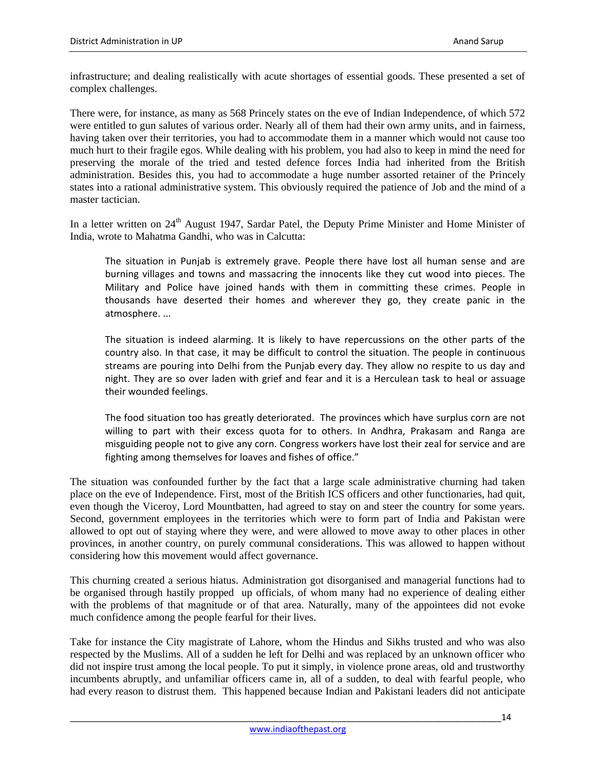infrastructure; and dealing realistically with acute shortages of essential goods. These presented a set of complex challenges.

There were, for instance, as many as 568 Princely states on the eve of Indian Independence, of which 572 were entitled to gun salutes of various order. Nearly all of them had their own army units, and in fairness, having taken over their territories, you had to accommodate them in a manner which would not cause too much hurt to their fragile egos. While dealing with his problem, you had also to keep in mind the need for preserving the morale of the tried and tested defence forces India had inherited from the British administration. Besides this, you had to accommodate a huge number assorted retainer of the Princely states into a rational administrative system. This obviously required the patience of Job and the mind of a master tactician.

In a letter written on 24th August 1947, Sardar Patel, the Deputy Prime Minister and Home Minister of India, wrote to Mahatma Gandhi, who was in Calcutta:

> The situation in Punjab is extremely grave. People there have lost all human sense and are burning villages and towns and massacring the innocents like they cut wood into pieces. The Military and Police have joined hands with them in committing these crimes. People in thousands have deserted their homes and wherever they go, they create panic in the atmosphere. ...
>
> The situation is indeed alarming. It is likely to have repercussions on the other parts of the country also. In that case, it may be difficult to control the situation. The people in continuous streams are pouring into Delhi from the Punjab every day. They allow no respite to us day and night. They are so over laden with grief and fear and it is a Herculean task to heal or assuage their wounded feelings.
>
> The food situation too has greatly deteriorated. The provinces which have surplus corn are not willing to part with their excess quota for to others. In Andhra, Prakasam and Ranga are misguiding people not to give any corn. Congress workers have lost their zeal for service and are fighting among themselves for loaves and fishes of office."

The situation was confounded further by the fact that a large scale administrative churning had taken place on the eve of Independence. First, most of the British ICS officers and other functionaries, had quit, even though the Viceroy, Lord Mountbatten, had agreed to stay on and steer the country for some years. Second, government employees in the territories which were to form part of India and Pakistan were allowed to opt out of staying where they were, and were allowed to move away to other places in other provinces, in another country, on purely communal considerations. This was allowed to happen without considering how this movement would affect governance.

This churning created a serious hiatus. Administration got disorganised and managerial functions had to be organised through hastily propped up officials, of whom many had no experience of dealing either with the problems of that magnitude or of that area. Naturally, many of the appointees did not evoke much confidence among the people fearful for their lives.

Take for instance the City magistrate of Lahore, whom the Hindus and Sikhs trusted and who was also respected by the Muslims. All of a sudden he left for Delhi and was replaced by an unknown officer who did not inspire trust among the local people. To put it simply, in violence prone areas, old and trustworthy incumbents abruptly, and unfamiliar officers came in, all of a sudden, to deal with fearful people, who had every reason to distrust them. This happened because Indian and Pakistani leaders did not anticipate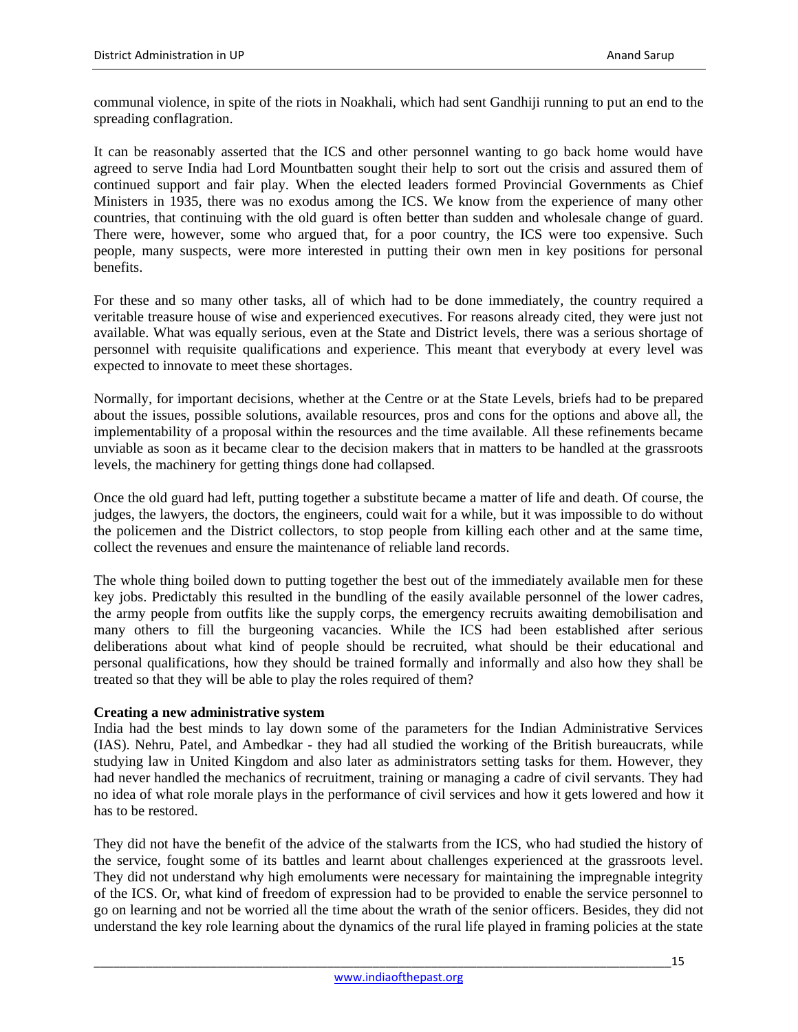communal violence, in spite of the riots in Noakhali, which had sent Gandhiji running to put an end to the spreading conflagration.

It can be reasonably asserted that the ICS and other personnel wanting to go back home would have agreed to serve India had Lord Mountbatten sought their help to sort out the crisis and assured them of continued support and fair play. When the elected leaders formed Provincial Governments as Chief Ministers in 1935, there was no exodus among the ICS. We know from the experience of many other countries, that continuing with the old guard is often better than sudden and wholesale change of guard. There were, however, some who argued that, for a poor country, the ICS were too expensive. Such people, many suspects, were more interested in putting their own men in key positions for personal benefits.

For these and so many other tasks, all of which had to be done immediately, the country required a veritable treasure house of wise and experienced executives. For reasons already cited, they were just not available. What was equally serious, even at the State and District levels, there was a serious shortage of personnel with requisite qualifications and experience. This meant that everybody at every level was expected to innovate to meet these shortages.

Normally, for important decisions, whether at the Centre or at the State Levels, briefs had to be prepared about the issues, possible solutions, available resources, pros and cons for the options and above all, the implementability of a proposal within the resources and the time available. All these refinements became unviable as soon as it became clear to the decision makers that in matters to be handled at the grassroots levels, the machinery for getting things done had collapsed.

Once the old guard had left, putting together a substitute became a matter of life and death. Of course, the judges, the lawyers, the doctors, the engineers, could wait for a while, but it was impossible to do without the policemen and the District collectors, to stop people from killing each other and at the same time, collect the revenues and ensure the maintenance of reliable land records.

The whole thing boiled down to putting together the best out of the immediately available men for these key jobs. Predictably this resulted in the bundling of the easily available personnel of the lower cadres, the army people from outfits like the supply corps, the emergency recruits awaiting demobilisation and many others to fill the burgeoning vacancies. While the ICS had been established after serious deliberations about what kind of people should be recruited, what should be their educational and personal qualifications, how they should be trained formally and informally and also how they shall be treated so that they will be able to play the roles required of them?

**Creating a new administrative system**

India had the best minds to lay down some of the parameters for the Indian Administrative Services (IAS). Nehru, Patel, and Ambedkar - they had all studied the working of the British bureaucrats, while studying law in United Kingdom and also later as administrators setting tasks for them. However, they had never handled the mechanics of recruitment, training or managing a cadre of civil servants. They had no idea of what role morale plays in the performance of civil services and how it gets lowered and how it has to be restored.

They did not have the benefit of the advice of the stalwarts from the ICS, who had studied the history of the service, fought some of its battles and learnt about challenges experienced at the grassroots level. They did not understand why high emoluments were necessary for maintaining the impregnable integrity of the ICS. Or, what kind of freedom of expression had to be provided to enable the service personnel to go on learning and not be worried all the time about the wrath of the senior officers. Besides, they did not understand the key role learning about the dynamics of the rural life played in framing policies at the state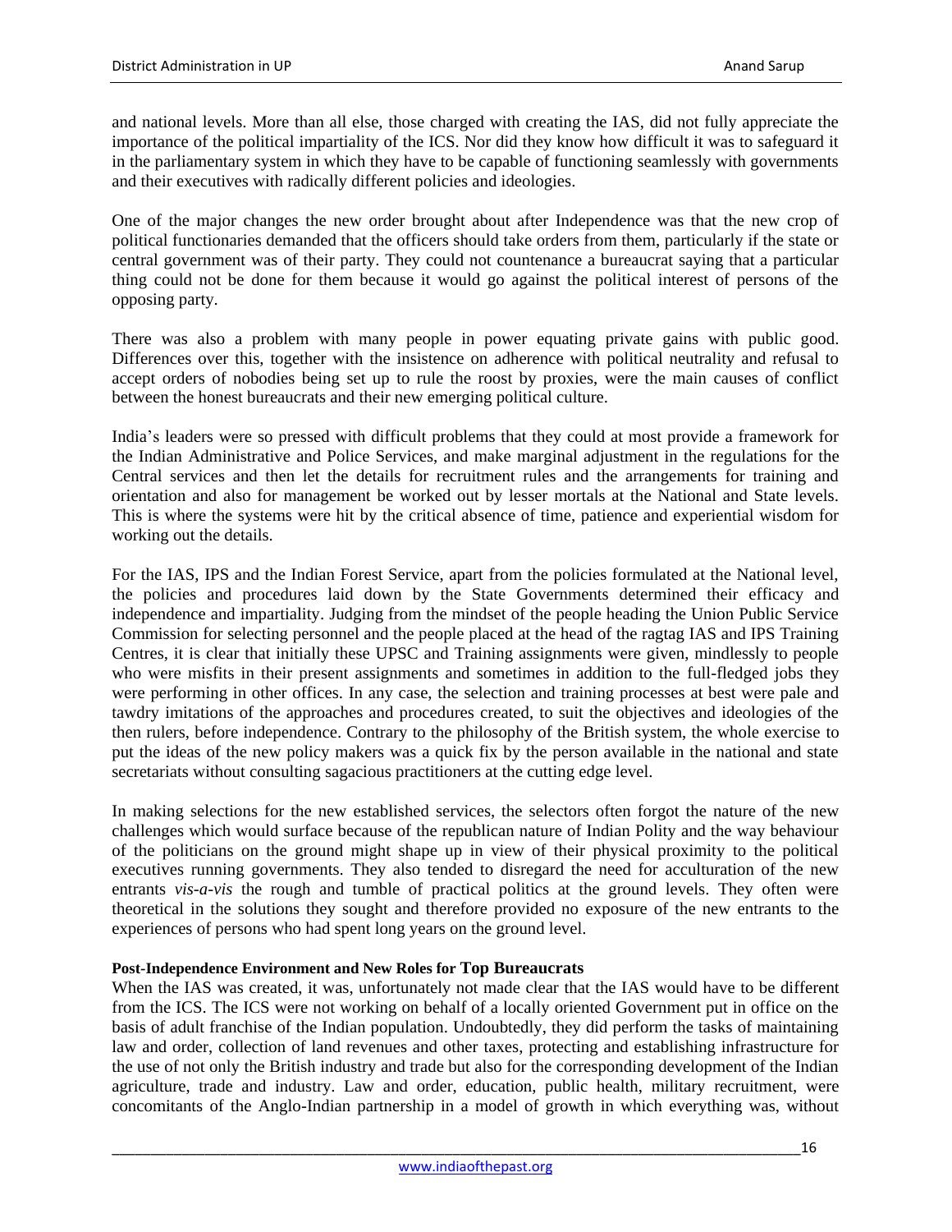and national levels. More than all else, those charged with creating the IAS, did not fully appreciate the importance of the political impartiality of the ICS. Nor did they know how difficult it was to safeguard it in the parliamentary system in which they have to be capable of functioning seamlessly with governments and their executives with radically different policies and ideologies.

One of the major changes the new order brought about after Independence was that the new crop of political functionaries demanded that the officers should take orders from them, particularly if the state or central government was of their party. They could not countenance a bureaucrat saying that a particular thing could not be done for them because it would go against the political interest of persons of the opposing party.

There was also a problem with many people in power equating private gains with public good. Differences over this, together with the insistence on adherence with political neutrality and refusal to accept orders of nobodies being set up to rule the roost by proxies, were the main causes of conflict between the honest bureaucrats and their new emerging political culture.

India's leaders were so pressed with difficult problems that they could at most provide a framework for the Indian Administrative and Police Services, and make marginal adjustment in the regulations for the Central services and then let the details for recruitment rules and the arrangements for training and orientation and also for management be worked out by lesser mortals at the National and State levels. This is where the systems were hit by the critical absence of time, patience and experiential wisdom for working out the details.

For the IAS, IPS and the Indian Forest Service, apart from the policies formulated at the National level, the policies and procedures laid down by the State Governments determined their efficacy and independence and impartiality. Judging from the mindset of the people heading the Union Public Service Commission for selecting personnel and the people placed at the head of the ragtag IAS and IPS Training Centres, it is clear that initially these UPSC and Training assignments were given, mindlessly to people who were misfits in their present assignments and sometimes in addition to the full-fledged jobs they were performing in other offices. In any case, the selection and training processes at best were pale and tawdry imitations of the approaches and procedures created, to suit the objectives and ideologies of the then rulers, before independence. Contrary to the philosophy of the British system, the whole exercise to put the ideas of the new policy makers was a quick fix by the person available in the national and state secretariats without consulting sagacious practitioners at the cutting edge level.

In making selections for the new established services, the selectors often forgot the nature of the new challenges which would surface because of the republican nature of Indian Polity and the way behaviour of the politicians on the ground might shape up in view of their physical proximity to the political executives running governments. They also tended to disregard the need for acculturation of the new entrants *vis-a-vis* the rough and tumble of practical politics at the ground levels. They often were theoretical in the solutions they sought and therefore provided no exposure of the new entrants to the experiences of persons who had spent long years on the ground level.

#### Post-Independence Environment and New Roles for Top Bureaucrats

When the IAS was created, it was, unfortunately not made clear that the IAS would have to be different from the ICS. The ICS were not working on behalf of a locally oriented Government put in office on the basis of adult franchise of the Indian population. Undoubtedly, they did perform the tasks of maintaining law and order, collection of land revenues and other taxes, protecting and establishing infrastructure for the use of not only the British industry and trade but also for the corresponding development of the Indian agriculture, trade and industry. Law and order, education, public health, military recruitment, were concomitants of the Anglo-Indian partnership in a model of growth in which everything was, without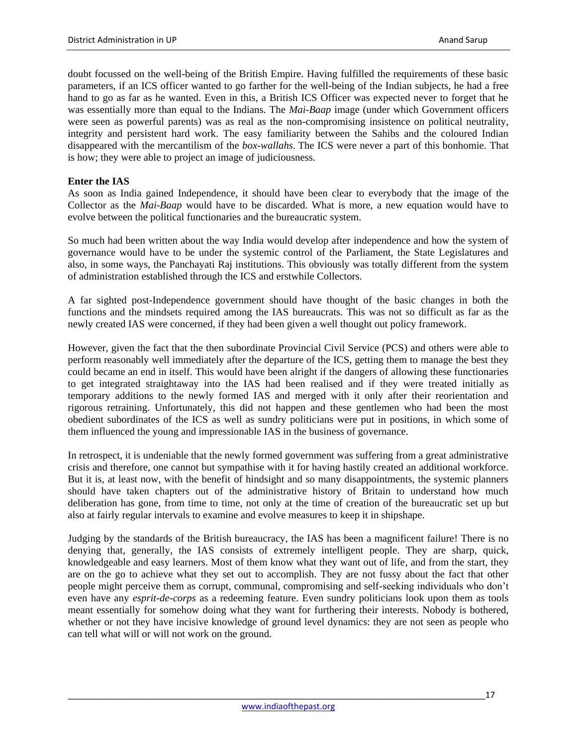doubt focussed on the well-being of the British Empire. Having fulfilled the requirements of these basic parameters, if an ICS officer wanted to go farther for the well-being of the Indian subjects, he had a free hand to go as far as he wanted. Even in this, a British ICS Officer was expected never to forget that he was essentially more than equal to the Indians. The *Mai-Baap* image (under which Government officers were seen as powerful parents) was as real as the non-compromising insistence on political neutrality, integrity and persistent hard work. The easy familiarity between the Sahibs and the coloured Indian disappeared with the mercantilism of the *box-wallahs*. The ICS were never a part of this bonhomie. That is how; they were able to project an image of judiciousness.

**Enter the IAS**

As soon as India gained Independence, it should have been clear to everybody that the image of the Collector as the *Mai-Baap* would have to be discarded. What is more, a new equation would have to evolve between the political functionaries and the bureaucratic system.

So much had been written about the way India would develop after independence and how the system of governance would have to be under the systemic control of the Parliament, the State Legislatures and also, in some ways, the Panchayati Raj institutions. This obviously was totally different from the system of administration established through the ICS and erstwhile Collectors.

A far sighted post-Independence government should have thought of the basic changes in both the functions and the mindsets required among the IAS bureaucrats. This was not so difficult as far as the newly created IAS were concerned, if they had been given a well thought out policy framework.

However, given the fact that the then subordinate Provincial Civil Service (PCS) and others were able to perform reasonably well immediately after the departure of the ICS, getting them to manage the best they could became an end in itself. This would have been alright if the dangers of allowing these functionaries to get integrated straightaway into the IAS had been realised and if they were treated initially as temporary additions to the newly formed IAS and merged with it only after their reorientation and rigorous retraining. Unfortunately, this did not happen and these gentlemen who had been the most obedient subordinates of the ICS as well as sundry politicians were put in positions, in which some of them influenced the young and impressionable IAS in the business of governance.

In retrospect, it is undeniable that the newly formed government was suffering from a great administrative crisis and therefore, one cannot but sympathise with it for having hastily created an additional workforce. But it is, at least now, with the benefit of hindsight and so many disappointments, the systemic planners should have taken chapters out of the administrative history of Britain to understand how much deliberation has gone, from time to time, not only at the time of creation of the bureaucratic set up but also at fairly regular intervals to examine and evolve measures to keep it in shipshape.

Judging by the standards of the British bureaucracy, the IAS has been a magnificent failure! There is no denying that, generally, the IAS consists of extremely intelligent people. They are sharp, quick, knowledgeable and easy learners. Most of them know what they want out of life, and from the start, they are on the go to achieve what they set out to accomplish. They are not fussy about the fact that other people might perceive them as corrupt, communal, compromising and self-seeking individuals who don't even have any *esprit-de-corps* as a redeeming feature. Even sundry politicians look upon them as tools meant essentially for somehow doing what they want for furthering their interests. Nobody is bothered, whether or not they have incisive knowledge of ground level dynamics: they are not seen as people who can tell what will or will not work on the ground.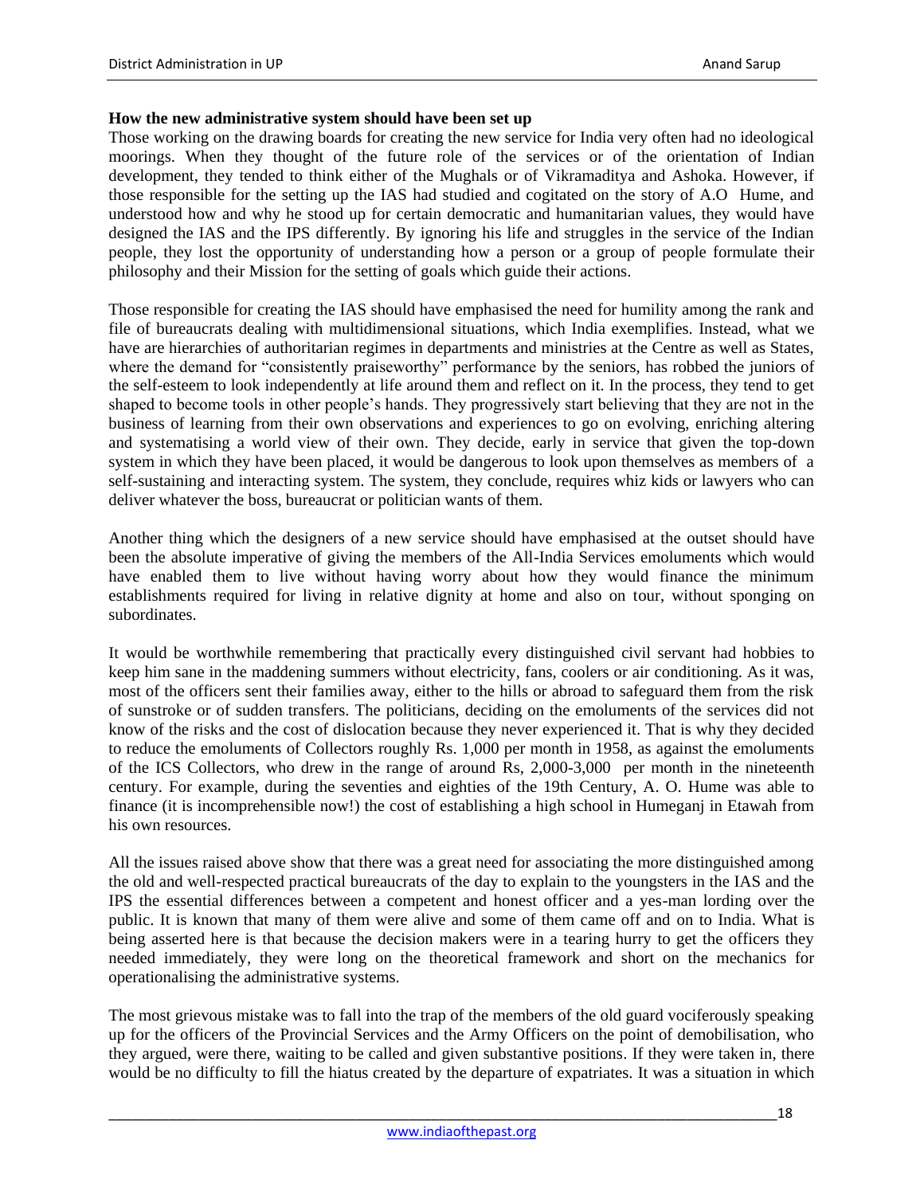**How the new administrative system should have been set up**

Those working on the drawing boards for creating the new service for India very often had no ideological moorings. When they thought of the future role of the services or of the orientation of Indian development, they tended to think either of the Mughals or of Vikramaditya and Ashoka. However, if those responsible for the setting up the IAS had studied and cogitated on the story of A.O Hume, and understood how and why he stood up for certain democratic and humanitarian values, they would have designed the IAS and the IPS differently. By ignoring his life and struggles in the service of the Indian people, they lost the opportunity of understanding how a person or a group of people formulate their philosophy and their Mission for the setting of goals which guide their actions.

Those responsible for creating the IAS should have emphasised the need for humility among the rank and file of bureaucrats dealing with multidimensional situations, which India exemplifies. Instead, what we have are hierarchies of authoritarian regimes in departments and ministries at the Centre as well as States, where the demand for "consistently praiseworthy" performance by the seniors, has robbed the juniors of the self-esteem to look independently at life around them and reflect on it. In the process, they tend to get shaped to become tools in other people's hands. They progressively start believing that they are not in the business of learning from their own observations and experiences to go on evolving, enriching altering and systematising a world view of their own. They decide, early in service that given the top-down system in which they have been placed, it would be dangerous to look upon themselves as members of a self-sustaining and interacting system. The system, they conclude, requires whiz kids or lawyers who can deliver whatever the boss, bureaucrat or politician wants of them.

Another thing which the designers of a new service should have emphasised at the outset should have been the absolute imperative of giving the members of the All-India Services emoluments which would have enabled them to live without having worry about how they would finance the minimum establishments required for living in relative dignity at home and also on tour, without sponging on subordinates.

It would be worthwhile remembering that practically every distinguished civil servant had hobbies to keep him sane in the maddening summers without electricity, fans, coolers or air conditioning. As it was, most of the officers sent their families away, either to the hills or abroad to safeguard them from the risk of sunstroke or of sudden transfers. The politicians, deciding on the emoluments of the services did not know of the risks and the cost of dislocation because they never experienced it. That is why they decided to reduce the emoluments of Collectors roughly Rs. 1,000 per month in 1958, as against the emoluments of the ICS Collectors, who drew in the range of around Rs, 2,000-3,000 per month in the nineteenth century. For example, during the seventies and eighties of the 19th Century, A. O. Hume was able to finance (it is incomprehensible now!) the cost of establishing a high school in Humeganj in Etawah from his own resources.

All the issues raised above show that there was a great need for associating the more distinguished among the old and well-respected practical bureaucrats of the day to explain to the youngsters in the IAS and the IPS the essential differences between a competent and honest officer and a yes-man lording over the public. It is known that many of them were alive and some of them came off and on to India. What is being asserted here is that because the decision makers were in a tearing hurry to get the officers they needed immediately, they were long on the theoretical framework and short on the mechanics for operationalising the administrative systems.

The most grievous mistake was to fall into the trap of the members of the old guard vociferously speaking up for the officers of the Provincial Services and the Army Officers on the point of demobilisation, who they argued, were there, waiting to be called and given substantive positions. If they were taken in, there would be no difficulty to fill the hiatus created by the departure of expatriates. It was a situation in which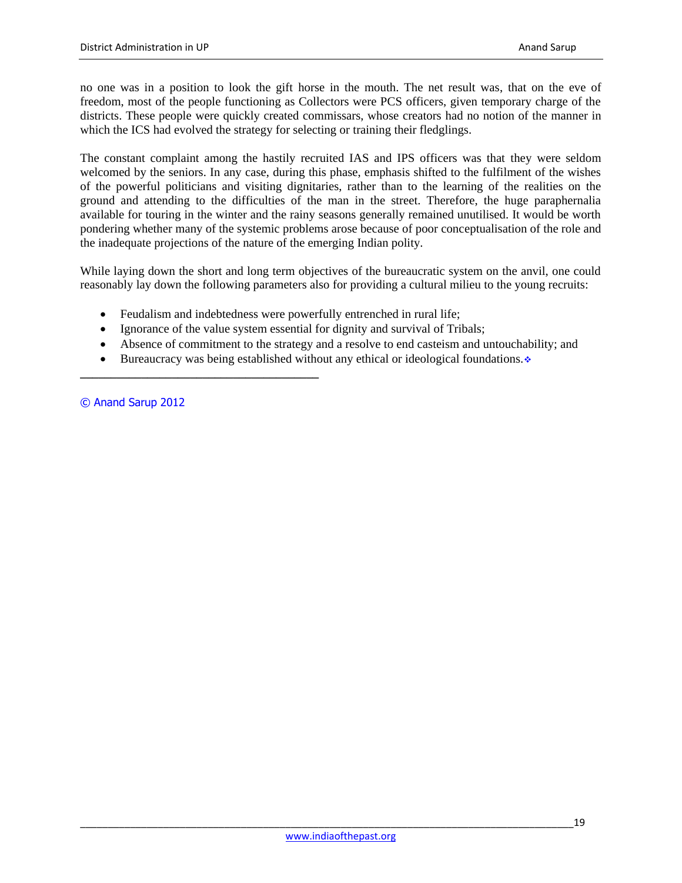no one was in a position to look the gift horse in the mouth. The net result was, that on the eve of freedom, most of the people functioning as Collectors were PCS officers, given temporary charge of the districts. These people were quickly created commissars, whose creators had no notion of the manner in which the ICS had evolved the strategy for selecting or training their fledglings.

The constant complaint among the hastily recruited IAS and IPS officers was that they were seldom welcomed by the seniors. In any case, during this phase, emphasis shifted to the fulfilment of the wishes of the powerful politicians and visiting dignitaries, rather than to the learning of the realities on the ground and attending to the difficulties of the man in the street. Therefore, the huge paraphernalia available for touring in the winter and the rainy seasons generally remained unutilised. It would be worth pondering whether many of the systemic problems arose because of poor conceptualisation of the role and the inadequate projections of the nature of the emerging Indian polity.

While laying down the short and long term objectives of the bureaucratic system on the anvil, one could reasonably lay down the following parameters also for providing a cultural milieu to the young recruits:

- Feudalism and indebtedness were powerfully entrenched in rural life;
- Ignorance of the value system essential for dignity and survival of Tribals;
- Absence of commitment to the strategy and a resolve to end casteism and untouchability; and
- Bureaucracy was being established without any ethical or ideological foundations.❖

---

© Anand Sarup 2012